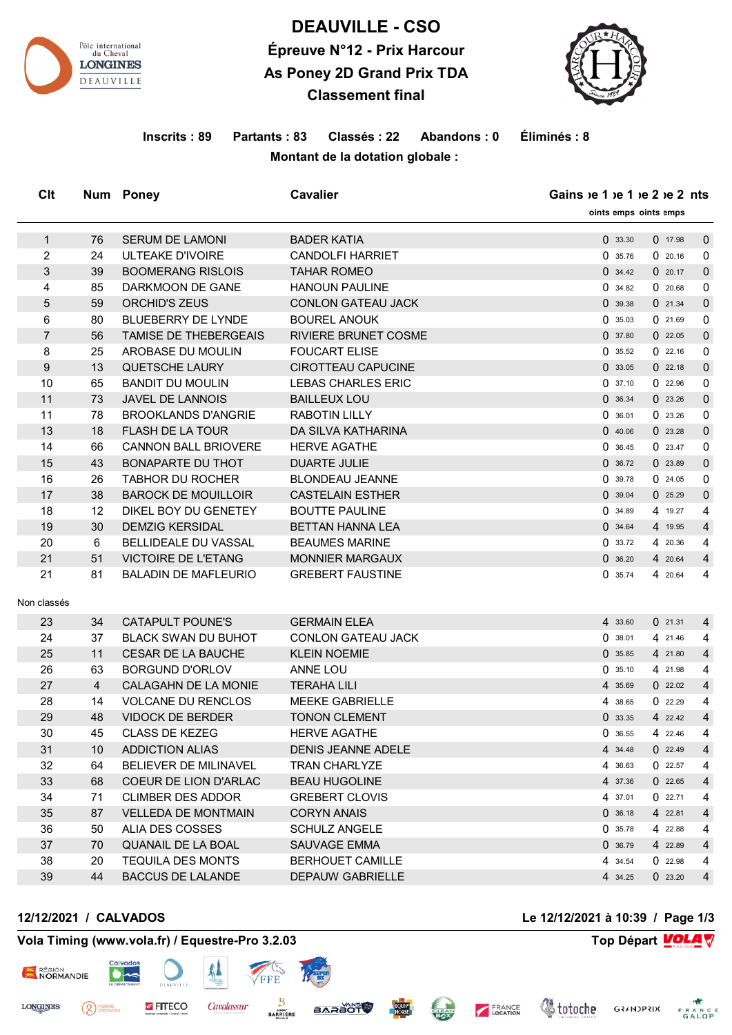# DEAUVILLE - CSO

## Épreuve N°12 - Prix Harcour

## As Poney 2D Grand Prix TDA

## Classement final

**Inscrits : 89** **Partants : 83** **Classés : 22** **Abandons : 0** **Éliminés : 8**

**Montant de la dotation globale :**

| Clt | Num | Poney | Cavalier | Gains | Phase 1 Points | Phase 1 Temps | Phase 2 Points | Phase 2 Temps | Points |
|---|---|---|---|---|---|---|---|---|---|
| 1 | 76 | SERUM DE LAMONI | BADER KATIA | | 0 | 33.30 | 0 | 17.98 | 0 |
| 2 | 24 | ULTEAKE D'IVOIRE | CANDOLFI HARRIET | | 0 | 35.76 | 0 | 20.16 | 0 |
| 3 | 39 | BOOMERANG RISLOIS | TAHAR ROMEO | | 0 | 34.42 | 0 | 20.17 | 0 |
| 4 | 85 | DARKMOON DE GANE | HANOUN PAULINE | | 0 | 34.82 | 0 | 20.68 | 0 |
| 5 | 59 | ORCHID'S ZEUS | CONLON GATEAU JACK | | 0 | 39.38 | 0 | 21.34 | 0 |
| 6 | 80 | BLUEBERRY DE LYNDE | BOUREL ANOUK | | 0 | 35.03 | 0 | 21.69 | 0 |
| 7 | 56 | TAMISE DE THEBERGEAIS | RIVIERE BRUNET COSME | | 0 | 37.80 | 0 | 22.05 | 0 |
| 8 | 25 | AROBASE DU MOULIN | FOUCART ELISE | | 0 | 35.52 | 0 | 22.16 | 0 |
| 9 | 13 | QUETSCHE LAURY | CIROTTEAU CAPUCINE | | 0 | 33.05 | 0 | 22.18 | 0 |
| 10 | 65 | BANDIT DU MOULIN | LEBAS CHARLES ERIC | | 0 | 37.10 | 0 | 22.96 | 0 |
| 11 | 73 | JAVEL DE LANNOIS | BAILLEUX LOU | | 0 | 36.34 | 0 | 23.26 | 0 |
| 11 | 78 | BROOKLANDS D'ANGRIE | RABOTIN LILLY | | 0 | 36.01 | 0 | 23.26 | 0 |
| 13 | 18 | FLASH DE LA TOUR | DA SILVA KATHARINA | | 0 | 40.06 | 0 | 23.28 | 0 |
| 14 | 66 | CANNON BALL BRIOVERE | HERVE AGATHE | | 0 | 36.45 | 0 | 23.47 | 0 |
| 15 | 43 | BONAPARTE DU THOT | DUARTE JULIE | | 0 | 36.72 | 0 | 23.89 | 0 |
| 16 | 26 | TABHOR DU ROCHER | BLONDEAU JEANNE | | 0 | 39.78 | 0 | 24.05 | 0 |
| 17 | 38 | BAROCK DE MOUILLOIR | CASTELAIN ESTHER | | 0 | 39.04 | 0 | 25.29 | 0 |
| 18 | 12 | DIKEL BOY DU GENETEY | BOUTTE PAULINE | | 0 | 34.89 | 4 | 19.27 | 4 |
| 19 | 30 | DEMZIG KERSIDAL | BETTAN HANNA LEA | | 0 | 34.64 | 4 | 19.95 | 4 |
| 20 | 6 | BELLIDEALE DU VASSAL | BEAUMES MARINE | | 0 | 33.72 | 4 | 20.36 | 4 |
| 21 | 51 | VICTOIRE DE L'ETANG | MONNIER MARGAUX | | 0 | 36.20 | 4 | 20.64 | 4 |
| 21 | 81 | BALADIN DE MAFLEURIO | GREBERT FAUSTINE | | 0 | 35.74 | 4 | 20.64 | 4 |

Non classés

| Clt | Num | Poney | Cavalier | Gains | Phase 1 Points | Phase 1 Temps | Phase 2 Points | Phase 2 Temps | Points |
|---|---|---|---|---|---|---|---|---|---|
| 23 | 34 | CATAPULT POUNE'S | GERMAIN ELEA | | 4 | 33.60 | 0 | 21.31 | 4 |
| 24 | 37 | BLACK SWAN DU BUHOT | CONLON GATEAU JACK | | 0 | 38.01 | 4 | 21.46 | 4 |
| 25 | 11 | CESAR DE LA BAUCHE | KLEIN NOEMIE | | 0 | 35.85 | 4 | 21.80 | 4 |
| 26 | 63 | BORGUND D'ORLOV | ANNE LOU | | 0 | 35.10 | 4 | 21.98 | 4 |
| 27 | 4 | CALAGAHN DE LA MONIE | TERAHA LILI | | 4 | 35.69 | 0 | 22.02 | 4 |
| 28 | 14 | VOLCANE DU RENCLOS | MEEKE GABRIELLE | | 4 | 38.65 | 0 | 22.29 | 4 |
| 29 | 48 | VIDOCK DE BERDER | TONON CLEMENT | | 0 | 33.35 | 4 | 22.42 | 4 |
| 30 | 45 | CLASS DE KEZEG | HERVE AGATHE | | 0 | 36.55 | 4 | 22.46 | 4 |
| 31 | 10 | ADDICTION ALIAS | DENIS JEANNE ADELE | | 4 | 34.48 | 0 | 22.49 | 4 |
| 32 | 64 | BELIEVER DE MILINAVEL | TRAN CHARLYZE | | 4 | 36.63 | 0 | 22.57 | 4 |
| 33 | 68 | COEUR DE LION D'ARLAC | BEAU HUGOLINE | | 4 | 37.36 | 0 | 22.65 | 4 |
| 34 | 71 | CLIMBER DES ADDOR | GREBERT CLOVIS | | 4 | 37.01 | 0 | 22.71 | 4 |
| 35 | 87 | VELLEDA DE MONTMAIN | CORYN ANAIS | | 0 | 36.18 | 4 | 22.81 | 4 |
| 36 | 50 | ALIA DES COSSES | SCHULZ ANGELE | | 0 | 35.78 | 4 | 22.88 | 4 |
| 37 | 70 | QUANAIL DE LA BOAL | SAUVAGE EMMA | | 0 | 36.79 | 4 | 22.89 | 4 |
| 38 | 20 | TEQUILA DES MONTS | BERHOUET CAMILLE | | 4 | 34.54 | 0 | 22.98 | 4 |
| 39 | 44 | BACCUS DE LALANDE | DEPAUW GABRIELLE | | 4 | 34.25 | 0 | 23.20 | 4 |

12/12/2021 / CALVADOS — Le 12/12/2021 à 10:39

Vola Timing (www.vola.fr) / Equestre-Pro 3.2.03 — Top Départ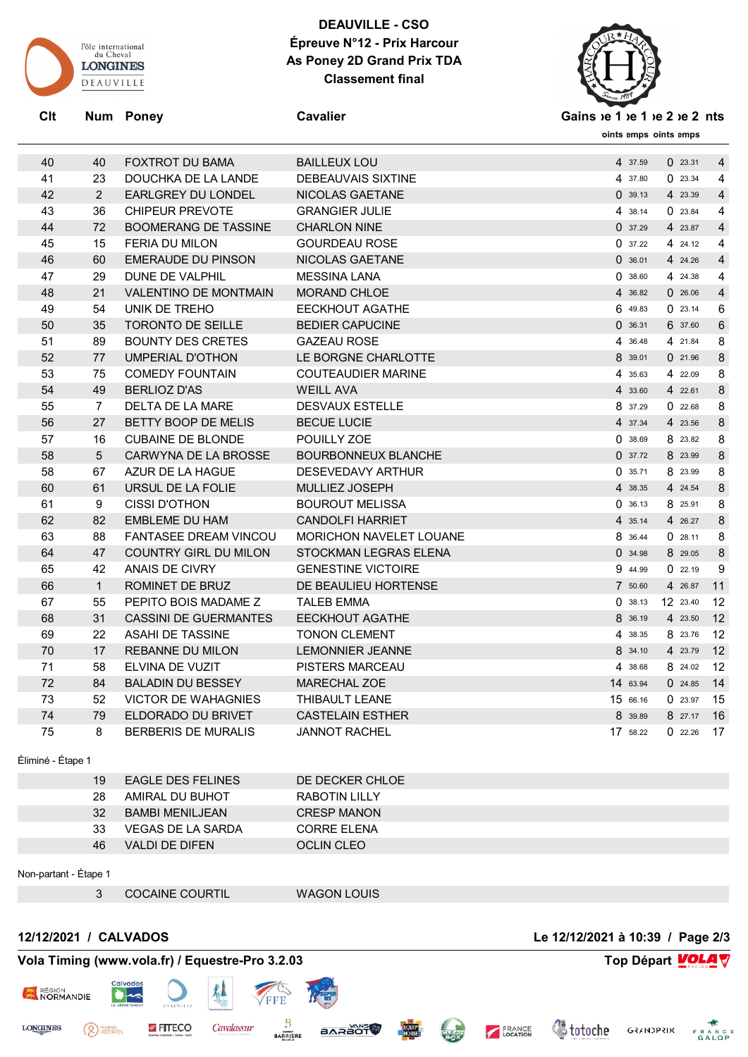# DEAUVILLE - CSO

## Épreuve N°12 - Prix Harcour

## As Poney 2D Grand Prix TDA

## Classement final

| Clt | Num | Poney | Cavalier | Points Phase 1 | Temps Phase 1 | Points Phase 2 | Temps Phase 2 | Points |
|---|---|---|---|---|---|---|---|---|
| 40 | 40 | FOXTROT DU BAMA | BAILLEUX LOU | 4 | 37.59 | 0 | 23.31 | 4 |
| 41 | 23 | DOUCHKA DE LA LANDE | DEBEAUVAIS SIXTINE | 4 | 37.80 | 0 | 23.34 | 4 |
| 42 | 2 | EARLGREY DU LONDEL | NICOLAS GAETANE | 0 | 39.13 | 4 | 23.39 | 4 |
| 43 | 36 | CHIPEUR PREVOTE | GRANGIER JULIE | 4 | 38.14 | 0 | 23.84 | 4 |
| 44 | 72 | BOOMERANG DE TASSINE | CHARLON NINE | 0 | 37.29 | 4 | 23.87 | 4 |
| 45 | 15 | FERIA DU MILON | GOURDEAU ROSE | 0 | 37.22 | 4 | 24.12 | 4 |
| 46 | 60 | EMERAUDE DU PINSON | NICOLAS GAETANE | 0 | 36.01 | 4 | 24.26 | 4 |
| 47 | 29 | DUNE DE VALPHIL | MESSINA LANA | 0 | 38.60 | 4 | 24.38 | 4 |
| 48 | 21 | VALENTINO DE MONTMAIN | MORAND CHLOE | 4 | 36.82 | 0 | 26.06 | 4 |
| 49 | 54 | UNIK DE TREHO | EECKHOUT AGATHE | 6 | 49.83 | 0 | 23.14 | 6 |
| 50 | 35 | TORONTO DE SEILLE | BEDIER CAPUCINE | 0 | 36.31 | 6 | 37.60 | 6 |
| 51 | 89 | BOUNTY DES CRETES | GAZEAU ROSE | 4 | 36.48 | 4 | 21.84 | 8 |
| 52 | 77 | UMPERIAL D'OTHON | LE BORGNE CHARLOTTE | 8 | 39.01 | 0 | 21.96 | 8 |
| 53 | 75 | COMEDY FOUNTAIN | COUTEAUDIER MARINE | 4 | 35.63 | 4 | 22.09 | 8 |
| 54 | 49 | BERLIOZ D'AS | WEILL AVA | 4 | 33.60 | 4 | 22.61 | 8 |
| 55 | 7 | DELTA DE LA MARE | DESVAUX ESTELLE | 8 | 37.29 | 0 | 22.68 | 8 |
| 56 | 27 | BETTY BOOP DE MELIS | BECUE LUCIE | 4 | 37.34 | 4 | 23.56 | 8 |
| 57 | 16 | CUBAINE DE BLONDE | POUILLY ZOE | 0 | 38.69 | 8 | 23.82 | 8 |
| 58 | 5 | CARWYNA DE LA BROSSE | BOURBONNEUX BLANCHE | 0 | 37.72 | 8 | 23.99 | 8 |
| 58 | 67 | AZUR DE LA HAGUE | DESEVEDAVY ARTHUR | 0 | 35.71 | 8 | 23.99 | 8 |
| 60 | 61 | URSUL DE LA FOLIE | MULLIEZ JOSEPH | 4 | 38.35 | 4 | 24.54 | 8 |
| 61 | 9 | CISSI D'OTHON | BOUROUT MELISSA | 0 | 36.13 | 8 | 25.91 | 8 |
| 62 | 82 | EMBLEME DU HAM | CANDOLFI HARRIET | 4 | 35.14 | 4 | 26.27 | 8 |
| 63 | 88 | FANTASEE DREAM VINCOU | MORICHON NAVELET LOUANE | 8 | 36.44 | 0 | 28.11 | 8 |
| 64 | 47 | COUNTRY GIRL DU MILON | STOCKMAN LEGRAS ELENA | 0 | 34.98 | 8 | 29.05 | 8 |
| 65 | 42 | ANAIS DE CIVRY | GENESTINE VICTOIRE | 9 | 44.99 | 0 | 22.19 | 9 |
| 66 | 1 | ROMINET DE BRUZ | DE BEAULIEU HORTENSE | 7 | 50.60 | 4 | 26.87 | 11 |
| 67 | 55 | PEPITO BOIS MADAME Z | TALEB EMMA | 0 | 38.13 | 12 | 23.40 | 12 |
| 68 | 31 | CASSINI DE GUERMANTES | EECKHOUT AGATHE | 8 | 36.19 | 4 | 23.50 | 12 |
| 69 | 22 | ASAHI DE TASSINE | TONON CLEMENT | 4 | 38.35 | 8 | 23.76 | 12 |
| 70 | 17 | REBANNE DU MILON | LEMONNIER JEANNE | 8 | 34.10 | 4 | 23.79 | 12 |
| 71 | 58 | ELVINA DE VUZIT | PISTERS MARCEAU | 4 | 38.68 | 8 | 24.02 | 12 |
| 72 | 84 | BALADIN DU BESSEY | MARECHAL ZOE | 14 | 63.94 | 0 | 24.85 | 14 |
| 73 | 52 | VICTOR DE WAHAGNIES | THIBAULT LEANE | 15 | 66.16 | 0 | 23.97 | 15 |
| 74 | 79 | ELDORADO DU BRIVET | CASTELAIN ESTHER | 8 | 39.89 | 8 | 27.17 | 16 |
| 75 | 8 | BERBERIS DE MURALIS | JANNOT RACHEL | 17 | 58.22 | 0 | 22.26 | 17 |

Éliminé - Étape 1

| Num | Poney | Cavalier |
|---|---|---|
| 19 | EAGLE DES FELINES | DE DECKER CHLOE |
| 28 | AMIRAL DU BUHOT | RABOTIN LILLY |
| 32 | BAMBI MENILJEAN | CRESP MANON |
| 33 | VEGAS DE LA SARDA | CORRE ELENA |
| 46 | VALDI DE DIFEN | OCLIN CLEO |

Non-partant - Étape 1

| Num | Poney | Cavalier |
|---|---|---|
| 3 | COCAINE COURTIL | WAGON LOUIS |

12/12/2021 / CALVADOS

Le 12/12/2021 à 10:39

Vola Timing (www.vola.fr) / Equestre-Pro 3.2.03

Top Départ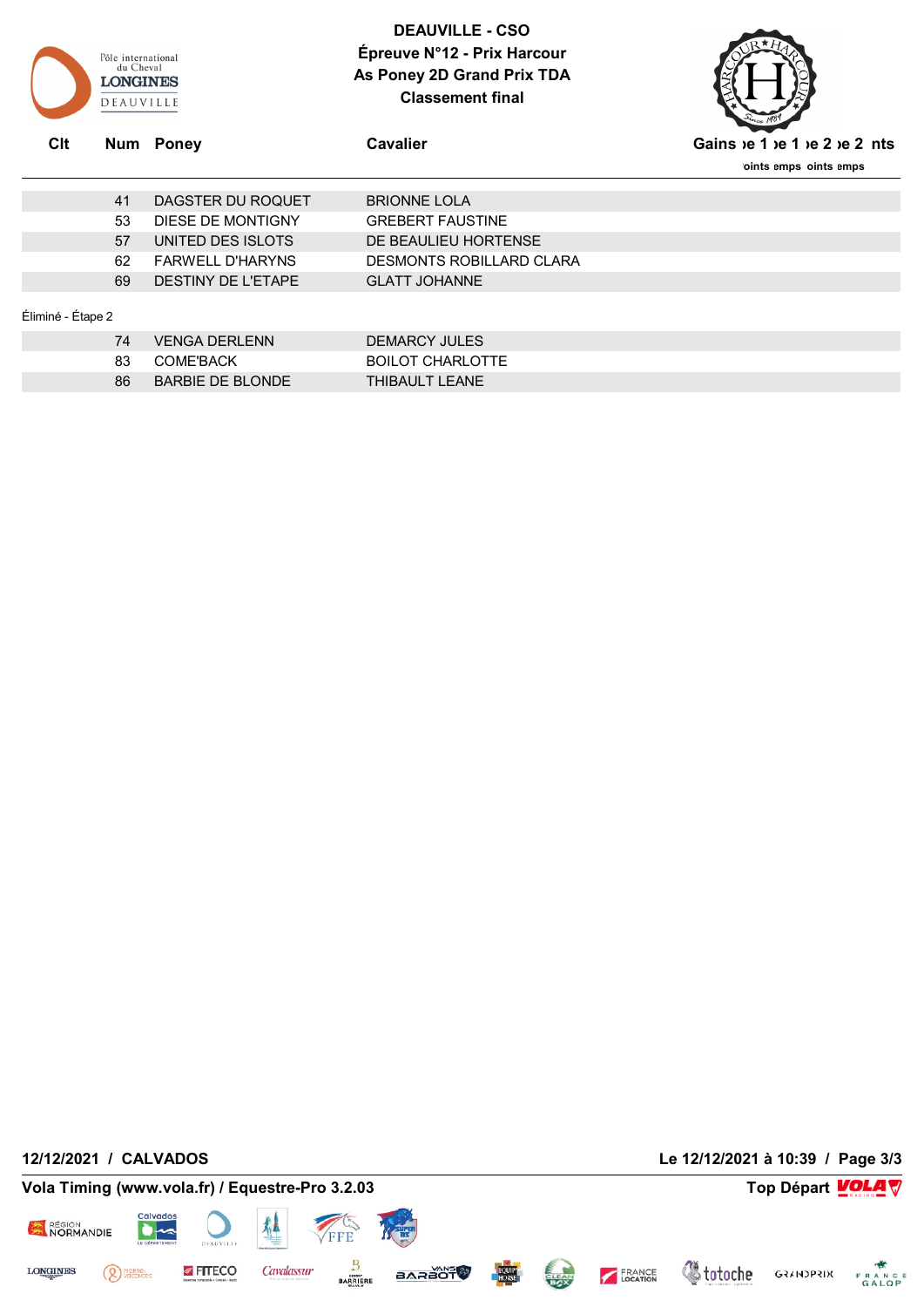**DEAUVILLE - CSO**
**Épreuve N°12 - Prix Harcour**
**As Poney 2D Grand Prix TDA**
**Classement final**

| Clt | Num | Poney | Cavalier | Gains | Phase 1 Points | Phase 1 Temps | Phase 2 Points | Phase 2 Temps |
|---|---|---|---|---|---|---|---|---|
| | 41 | DAGSTER DU ROQUET | BRIONNE LOLA | | | | | |
| | 53 | DIESE DE MONTIGNY | GREBERT FAUSTINE | | | | | |
| | 57 | UNITED DES ISLOTS | DE BEAULIEU HORTENSE | | | | | |
| | 62 | FARWELL D'HARYNS | DESMONTS ROBILLARD CLARA | | | | | |
| | 69 | DESTINY DE L'ETAPE | GLATT JOHANNE | | | | | |

Éliminé - Étape 2

| Clt | Num | Poney | Cavalier | Gains | Phase 1 Points | Phase 1 Temps | Phase 2 Points | Phase 2 Temps |
|---|---|---|---|---|---|---|---|---|
| | 74 | VENGA DERLENN | DEMARCY JULES | | | | | |
| | 83 | COME'BACK | BOILOT CHARLOTTE | | | | | |
| | 86 | BARBIE DE BLONDE | THIBAULT LEANE | | | | | |

12/12/2021 / CALVADOS

Le 12/12/2021 à 10:39

Vola Timing (www.vola.fr) / Equestre-Pro 3.2.03

Top Départ